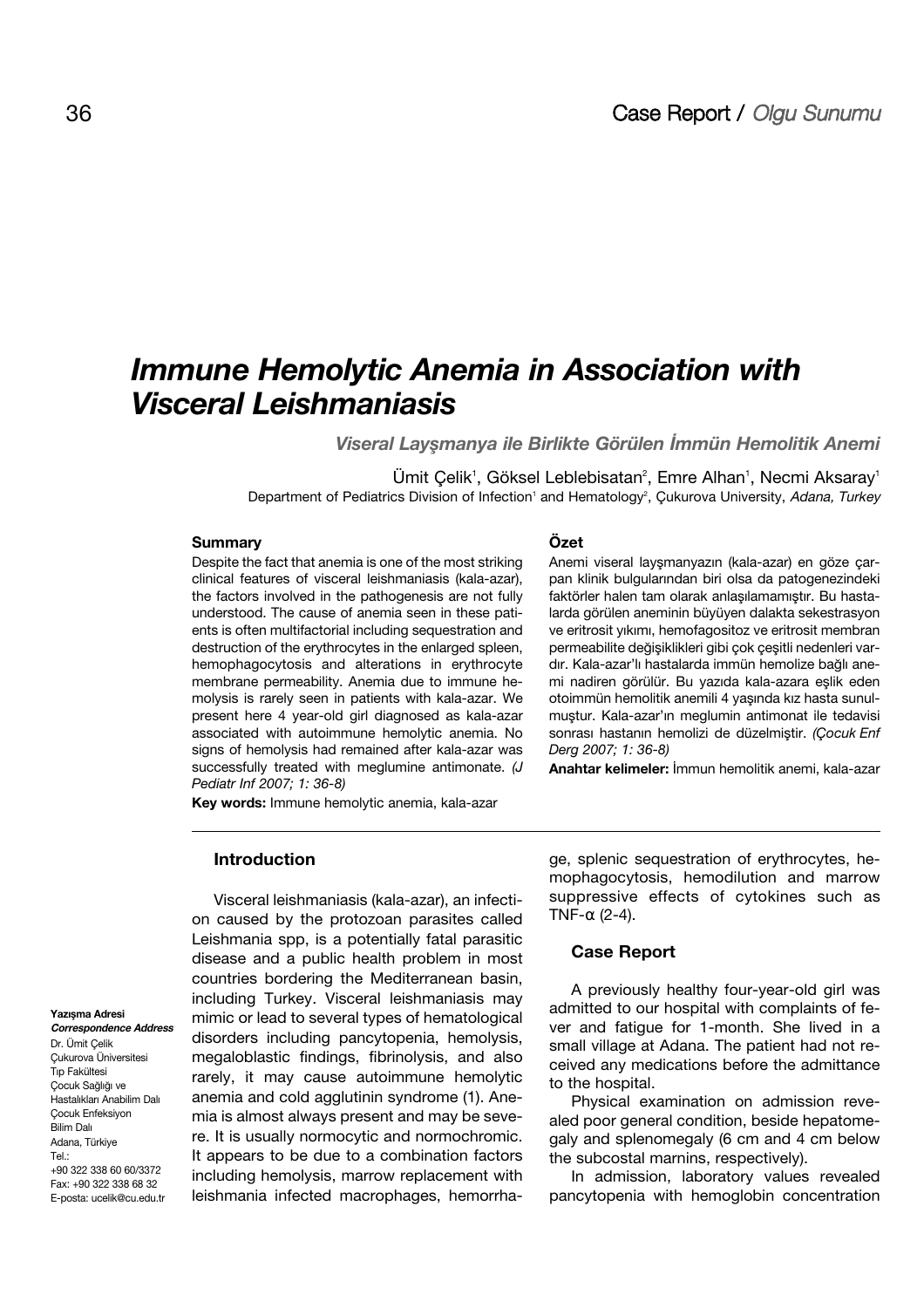Case Report / *Olgu Sunumu*

# *Immune Hemolytic Anemia in Association with Visceral Leishmaniasis*

### *Viseral Layşmanya ile Birlikte Görülen İmmün Hemolitik Anemi*

Ümit Çelik[1], Göksel Leblebisatan[2], Emre Alhan[1], Necmi Aksaray[1]

Department of Pediatrics Division of Infection[1] and Hematology[2], Çukurova University, *Adana, Turkey*

**Summary**

Despite the fact that anemia is one of the most striking clinical features of visceral leishmaniasis (kala-azar), the factors involved in the pathogenesis are not fully understood. The cause of anemia seen in these patients is often multifactorial including sequestration and destruction of the erythrocytes in the enlarged spleen, hemophagocytosis and alterations in erythrocyte membrane permeability. Anemia due to immune hemolysis is rarely seen in patients with kala-azar. We present here 4 year-old girl diagnosed as kala-azar associated with autoimmune hemolytic anemia. No signs of hemolysis had remained after kala-azar was successfully treated with meglumine antimonate. *(J Pediatr Inf 2007; 1: 36-8)*

**Key words:** Immune hemolytic anemia, kala-azar

**Özet**

Anemi viseral layşmanyazın (kala-azar) en göze çarpan klinik bulgularından biri olsa da patogenezindeki faktörler halen tam olarak anlaşılamamıştır. Bu hastalarda görülen aneminin büyüyen dalakta sekestrasyon ve eritrosit yıkımı, hemofagositoz ve eritrosit membran permeabilite değişiklikleri gibi çok çeşitli nedenleri vardır. Kala-azar'lı hastalarda immün hemolize bağlı anemi nadiren görülür. Bu yazıda kala-azara eşlik eden otoimmün hemolitik anemili 4 yaşında kız hasta sunulmuştur. Kala-azar'ın meglumin antimonat ile tedavisi sonrası hastanın hemolizi de düzelmiştir. *(Çocuk Enf Derg 2007; 1: 36-8)*

**Anahtar kelimeler:** İmmun hemolitik anemi, kala-azar

## Introduction

Visceral leishmaniasis (kala-azar), an infection caused by the protozoan parasites called Leishmania spp, is a potentially fatal parasitic disease and a public health problem in most countries bordering the Mediterranean basin, including Turkey. Visceral leishmaniasis may mimic or lead to several types of hematological disorders including pancytopenia, hemolysis, megaloblastic findings, fibrinolysis, and also rarely, it may cause autoimmune hemolytic anemia and cold agglutinin syndrome (1). Anemia is almost always present and may be severe. It is usually normocytic and normochromic. It appears to be due to a combination factors including hemolysis, marrow replacement with leishmania infected macrophages, hemorrhage, splenic sequestration of erythrocytes, hemophagocytosis, hemodilution and marrow suppressive effects of cytokines such as TNF-α (2-4).

## Case Report

A previously healthy four-year-old girl was admitted to our hospital with complaints of fever and fatigue for 1-month. She lived in a small village at Adana. The patient had not received any medications before the admittance to the hospital.

Physical examination on admission revealed poor general condition, beside hepatomegaly and splenomegaly (6 cm and 4 cm below the subcostal marnins, respectively).

In admission, laboratory values revealed pancytopenia with hemoglobin concentration

**Yazışma Adresi**
***Correspondence Address***
Dr. Ümit Çelik
Çukurova Üniversitesi
Tıp Fakültesi
Çocuk Sağlığı ve
Hastalıkları Anabilim Dalı
Çocuk Enfeksiyon
Bilim Dalı
Adana, Türkiye
Tel.:
+90 322 338 60 60/3372
Fax: +90 322 338 68 32
E-posta: ucelik@cu.edu.tr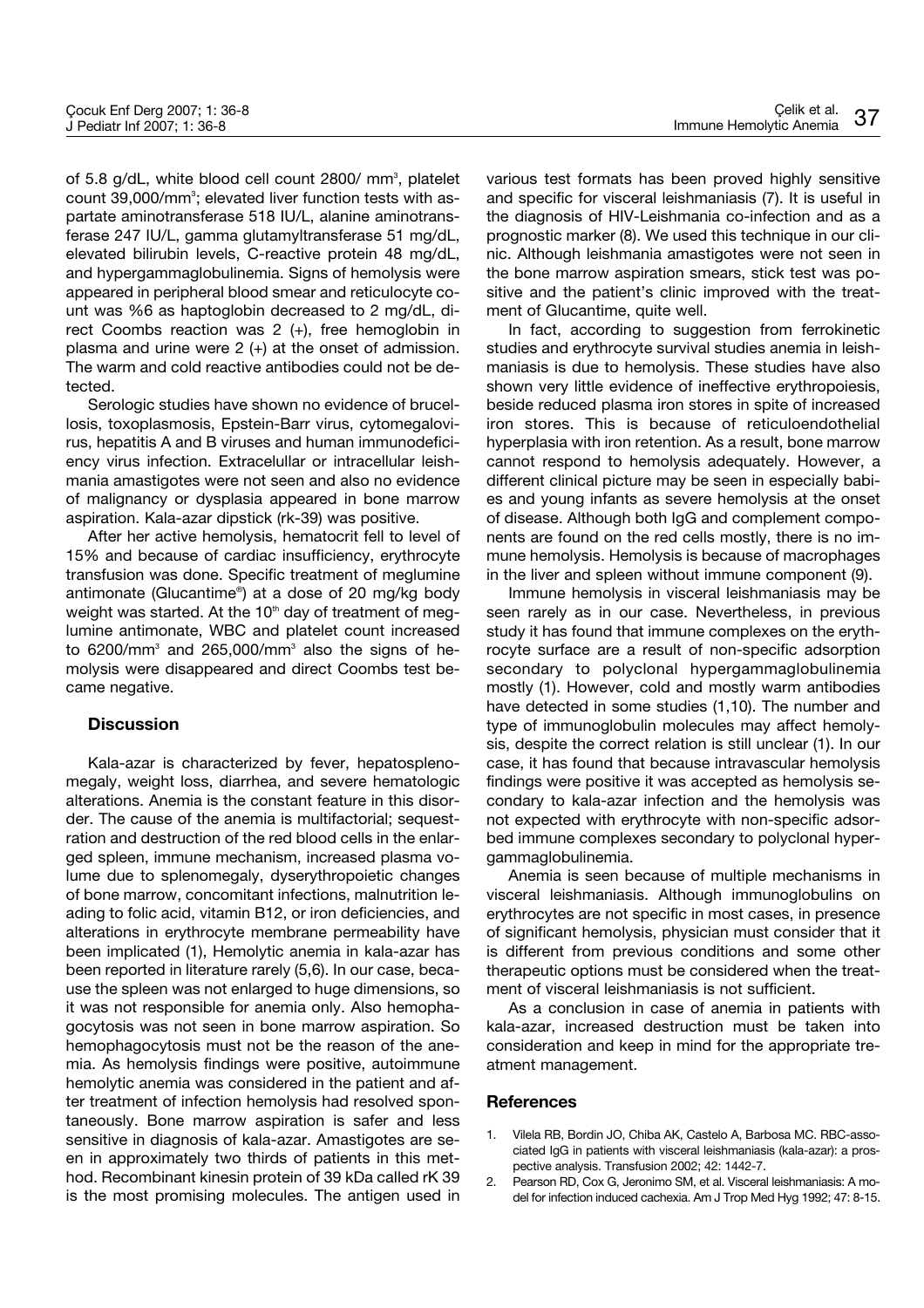of 5.8 g/dL, white blood cell count 2800/ mm$^3$, platelet count 39,000/mm$^3$; elevated liver function tests with aspartate aminotransferase 518 IU/L, alanine aminotransferase 247 IU/L, gamma glutamyltransferase 51 mg/dL, elevated bilirubin levels, C-reactive protein 48 mg/dL, and hypergammaglobulinemia. Signs of hemolysis were appeared in peripheral blood smear and reticulocyte count was %6 as haptoglobin decreased to 2 mg/dL, direct Coombs reaction was 2 (+), free hemoglobin in plasma and urine were 2 (+) at the onset of admission. The warm and cold reactive antibodies could not be detected.

Serologic studies have shown no evidence of brucellosis, toxoplasmosis, Epstein-Barr virus, cytomegalovirus, hepatitis A and B viruses and human immunodeficiency virus infection. Extracelullar or intracellular leishmania amastigotes were not seen and also no evidence of malignancy or dysplasia appeared in bone marrow aspiration. Kala-azar dipstick (rk-39) was positive.

After her active hemolysis, hematocrit fell to level of 15% and because of cardiac insufficiency, erythrocyte transfusion was done. Specific treatment of meglumine antimonate (Glucantime®) at a dose of 20 mg/kg body weight was started. At the 10$^{th}$ day of treatment of meglumine antimonate, WBC and platelet count increased to 6200/mm$^3$ and 265,000/mm$^3$ also the signs of hemolysis were disappeared and direct Coombs test became negative.

## Discussion

Kala-azar is characterized by fever, hepatosplenomegaly, weight loss, diarrhea, and severe hematologic alterations. Anemia is the constant feature in this disorder. The cause of the anemia is multifactorial; sequestration and destruction of the red blood cells in the enlarged spleen, immune mechanism, increased plasma volume due to splenomegaly, dyserythropoietic changes of bone marrow, concomitant infections, malnutrition leading to folic acid, vitamin B12, or iron deficiencies, and alterations in erythrocyte membrane permeability have been implicated (1), Hemolytic anemia in kala-azar has been reported in literature rarely (5,6). In our case, because the spleen was not enlarged to huge dimensions, so it was not responsible for anemia only. Also hemophagocytosis was not seen in bone marrow aspiration. So hemophagocytosis must not be the reason of the anemia. As hemolysis findings were positive, autoimmune hemolytic anemia was considered in the patient and after treatment of infection hemolysis had resolved spontaneously. Bone marrow aspiration is safer and less sensitive in diagnosis of kala-azar. Amastigotes are seen in approximately two thirds of patients in this method. Recombinant kinesin protein of 39 kDa called rK 39 is the most promising molecules. The antigen used in various test formats has been proved highly sensitive and specific for visceral leishmaniasis (7). It is useful in the diagnosis of HIV-Leishmania co-infection and as a prognostic marker (8). We used this technique in our clinic. Although leishmania amastigotes were not seen in the bone marrow aspiration smears, stick test was positive and the patient's clinic improved with the treatment of Glucantime, quite well.

In fact, according to suggestion from ferrokinetic studies and erythrocyte survival studies anemia in leishmaniasis is due to hemolysis. These studies have also shown very little evidence of ineffective erythropoiesis, beside reduced plasma iron stores in spite of increased iron stores. This is because of reticuloendothelial hyperplasia with iron retention. As a result, bone marrow cannot respond to hemolysis adequately. However, a different clinical picture may be seen in especially babies and young infants as severe hemolysis at the onset of disease. Although both IgG and complement components are found on the red cells mostly, there is no immune hemolysis. Hemolysis is because of macrophages in the liver and spleen without immune component (9).

Immune hemolysis in visceral leishmaniasis may be seen rarely as in our case. Nevertheless, in previous study it has found that immune complexes on the erythrocyte surface are a result of non-specific adsorption secondary to polyclonal hypergammaglobulinemia mostly (1). However, cold and mostly warm antibodies have detected in some studies (1,10). The number and type of immunoglobulin molecules may affect hemolysis, despite the correct relation is still unclear (1). In our case, it has found that because intravascular hemolysis findings were positive it was accepted as hemolysis secondary to kala-azar infection and the hemolysis was not expected with erythrocyte with non-specific adsorbed immune complexes secondary to polyclonal hypergammaglobulinemia.

Anemia is seen because of multiple mechanisms in visceral leishmaniasis. Although immunoglobulins on erythrocytes are not specific in most cases, in presence of significant hemolysis, physician must consider that it is different from previous conditions and some other therapeutic options must be considered when the treatment of visceral leishmaniasis is not sufficient.

As a conclusion in case of anemia in patients with kala-azar, increased destruction must be taken into consideration and keep in mind for the appropriate treatment management.

## References

1. Vilela RB, Bordin JO, Chiba AK, Castelo A, Barbosa MC. RBC-associated IgG in patients with visceral leishmaniasis (kala-azar): a prospective analysis. Transfusion 2002; 42: 1442-7.
2. Pearson RD, Cox G, Jeronimo SM, et al. Visceral leishmaniasis: A model for infection induced cachexia. Am J Trop Med Hyg 1992; 47: 8-15.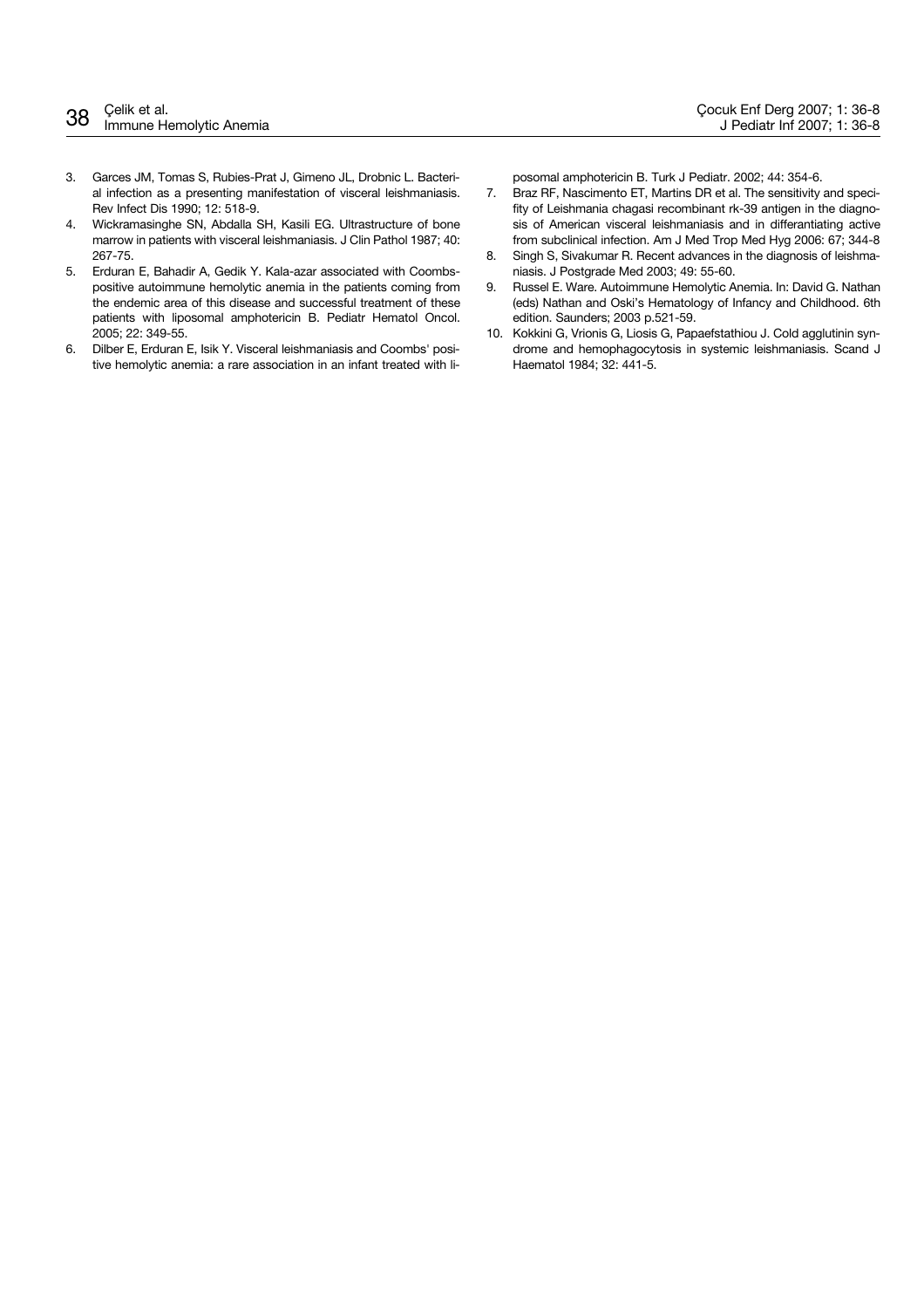3. Garces JM, Tomas S, Rubies-Prat J, Gimeno JL, Drobnic L. Bacterial infection as a presenting manifestation of visceral leishmaniasis. Rev Infect Dis 1990; 12: 518-9.
4. Wickramasinghe SN, Abdalla SH, Kasili EG. Ultrastructure of bone marrow in patients with visceral leishmaniasis. J Clin Pathol 1987; 40: 267-75.
5. Erduran E, Bahadir A, Gedik Y. Kala-azar associated with Coombs-positive autoimmune hemolytic anemia in the patients coming from the endemic area of this disease and successful treatment of these patients with liposomal amphotericin B. Pediatr Hematol Oncol. 2005; 22: 349-55.
6. Dilber E, Erduran E, Isik Y. Visceral leishmaniasis and Coombs' positive hemolytic anemia: a rare association in an infant treated with liposomal amphotericin B. Turk J Pediatr. 2002; 44: 354-6.
7. Braz RF, Nascimento ET, Martins DR et al. The sensitivity and specifity of Leishmania chagasi recombinant rk-39 antigen in the diagnosis of American visceral leishmaniasis and in differantiating active from subclinical infection. Am J Med Trop Med Hyg 2006: 67; 344-8
8. Singh S, Sivakumar R. Recent advances in the diagnosis of leishmaniasis. J Postgrade Med 2003; 49: 55-60.
9. Russel E. Ware. Autoimmune Hemolytic Anemia. In: David G. Nathan (eds) Nathan and Oski's Hematology of Infancy and Childhood. 6th edition. Saunders; 2003 p.521-59.
10. Kokkini G, Vrionis G, Liosis G, Papaefstathiou J. Cold agglutinin syndrome and hemophagocytosis in systemic leishmaniasis. Scand J Haematol 1984; 32: 441-5.